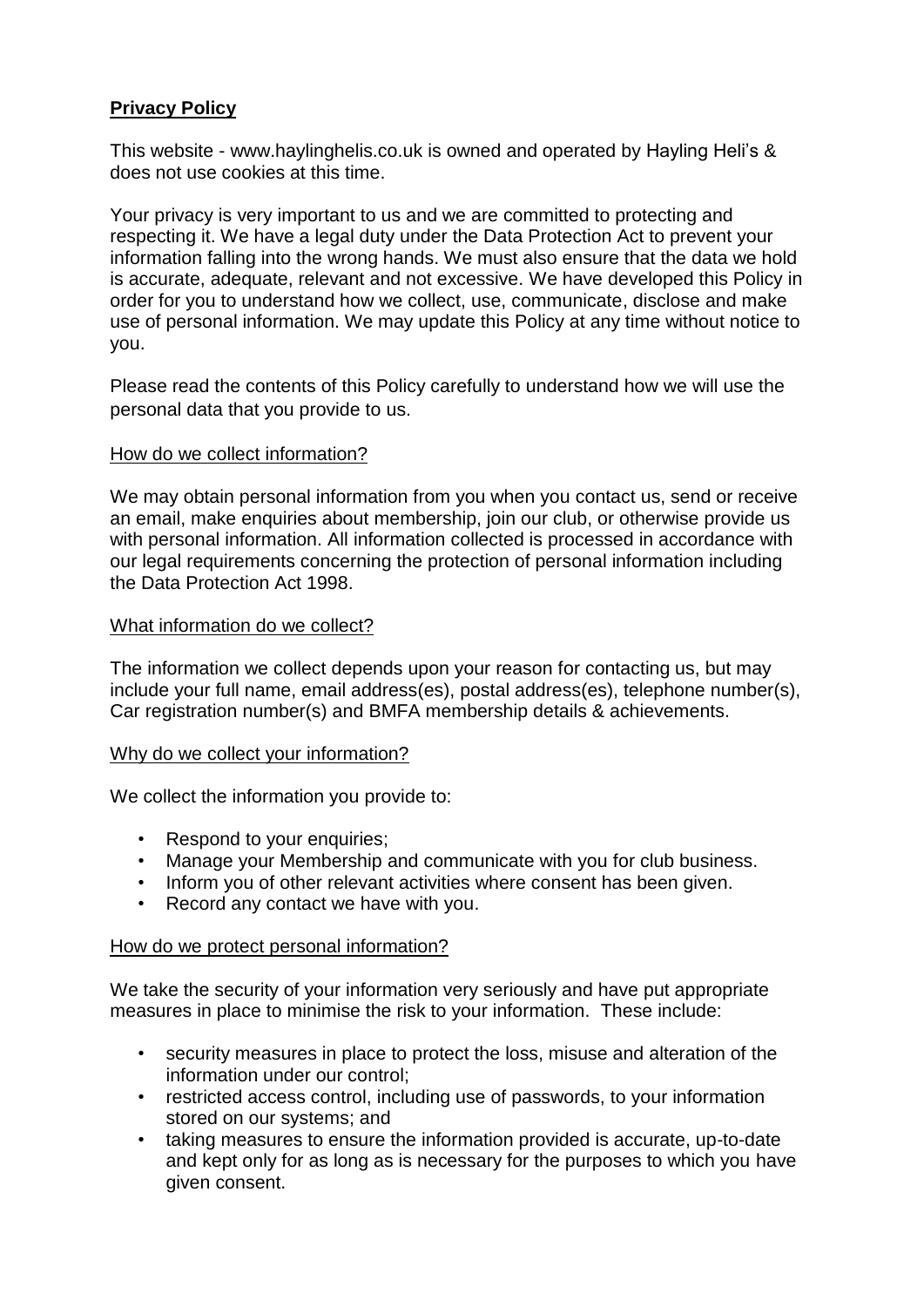**Privacy Policy**

This website - www.haylinghelis.co.uk is owned and operated by Hayling Heli's & does not use cookies at this time.

Your privacy is very important to us and we are committed to protecting and respecting it. We have a legal duty under the Data Protection Act to prevent your information falling into the wrong hands. We must also ensure that the data we hold is accurate, adequate, relevant and not excessive. We have developed this Policy in order for you to understand how we collect, use, communicate, disclose and make use of personal information. We may update this Policy at any time without notice to you.

Please read the contents of this Policy carefully to understand how we will use the personal data that you provide to us.

How do we collect information?

We may obtain personal information from you when you contact us, send or receive an email, make enquiries about membership, join our club, or otherwise provide us with personal information. All information collected is processed in accordance with our legal requirements concerning the protection of personal information including the Data Protection Act 1998.

What information do we collect?

The information we collect depends upon your reason for contacting us, but may include your full name, email address(es), postal address(es), telephone number(s), Car registration number(s) and BMFA membership details & achievements.

Why do we collect your information?

We collect the information you provide to:

- Respond to your enquiries;
- Manage your Membership and communicate with you for club business.
- Inform you of other relevant activities where consent has been given.
- Record any contact we have with you.

How do we protect personal information?

We take the security of your information very seriously and have put appropriate measures in place to minimise the risk to your information. These include:

- security measures in place to protect the loss, misuse and alteration of the information under our control;
- restricted access control, including use of passwords, to your information stored on our systems; and
- taking measures to ensure the information provided is accurate, up-to-date and kept only for as long as is necessary for the purposes to which you have given consent.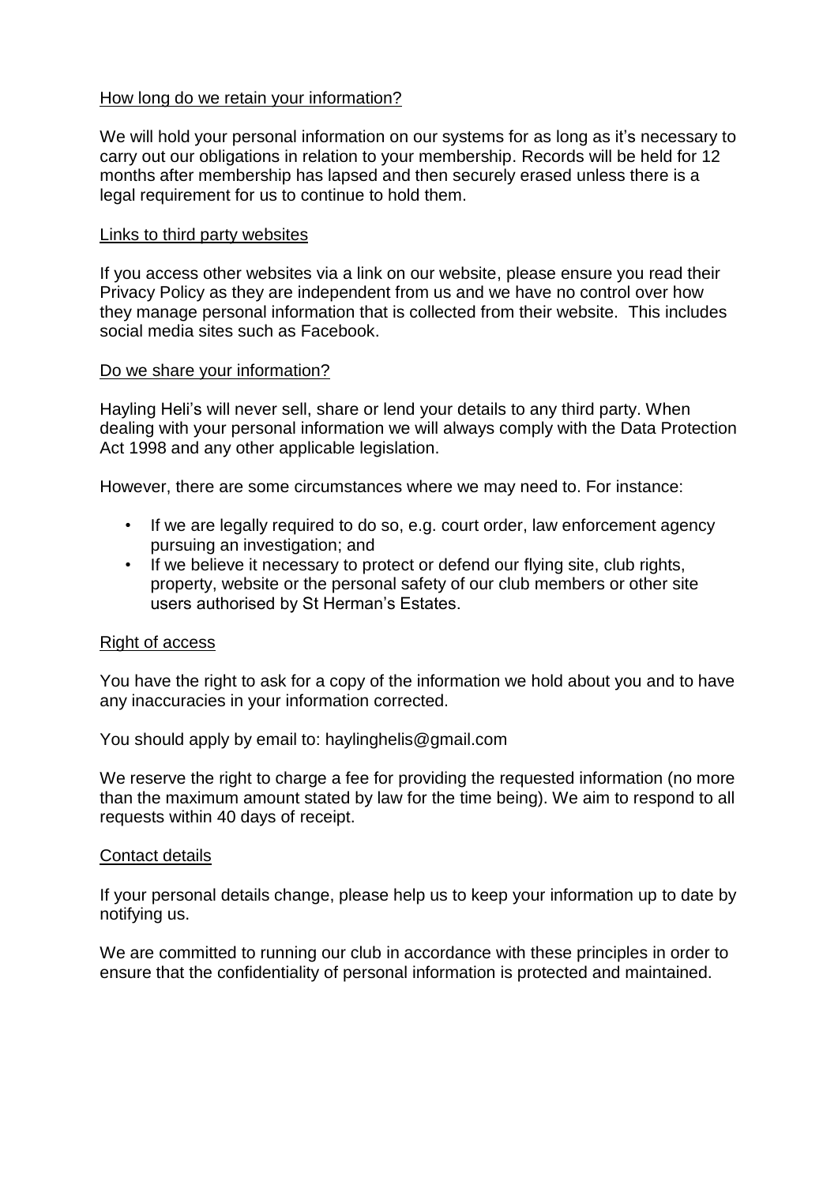## How long do we retain your information?

We will hold your personal information on our systems for as long as it's necessary to carry out our obligations in relation to your membership. Records will be held for 12 months after membership has lapsed and then securely erased unless there is a legal requirement for us to continue to hold them.

## Links to third party websites

If you access other websites via a link on our website, please ensure you read their Privacy Policy as they are independent from us and we have no control over how they manage personal information that is collected from their website. This includes social media sites such as Facebook.

## Do we share your information?

Hayling Heli's will never sell, share or lend your details to any third party. When dealing with your personal information we will always comply with the Data Protection Act 1998 and any other applicable legislation.

However, there are some circumstances where we may need to. For instance:

- If we are legally required to do so, e.g. court order, law enforcement agency pursuing an investigation; and
- If we believe it necessary to protect or defend our flying site, club rights, property, website or the personal safety of our club members or other site users authorised by St Herman's Estates.

## Right of access

You have the right to ask for a copy of the information we hold about you and to have any inaccuracies in your information corrected.

You should apply by email to: haylinghelis@gmail.com

We reserve the right to charge a fee for providing the requested information (no more than the maximum amount stated by law for the time being). We aim to respond to all requests within 40 days of receipt.

## Contact details

If your personal details change, please help us to keep your information up to date by notifying us.

We are committed to running our club in accordance with these principles in order to ensure that the confidentiality of personal information is protected and maintained.